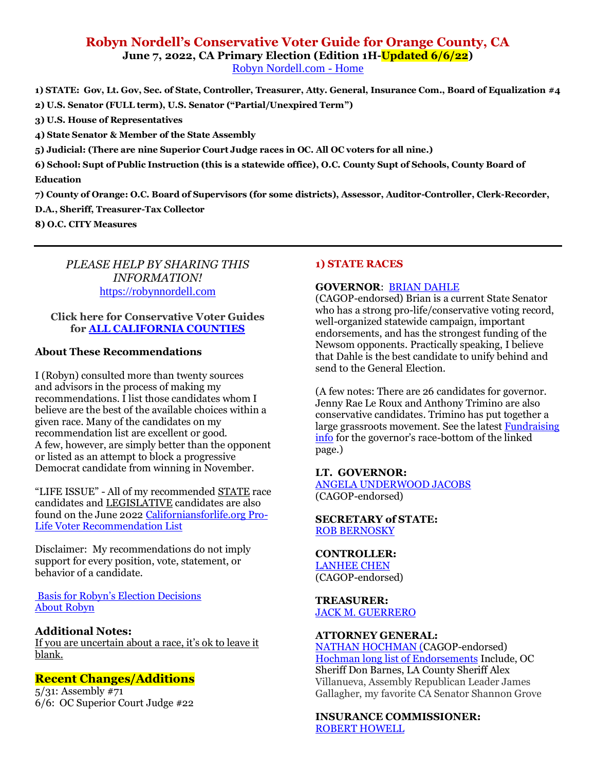# Robyn Nordell's Conservative Voter Guide for Orange County, CA

**June 7, 2022, CA Primary Election (Edition 1H-Updated 6/6/22)**

Robyn Nordell.com - Home

**1) STATE: Gov, Lt. Gov, Sec. of State, Controller, Treasurer, Atty. General, Insurance Com., Board of Equalization #4**

**2) U.S. Senator (FULL term), U.S. Senator ("Partial/Unexpired Term")**

**3) U.S. House of Representatives**

**4) State Senator & Member of the State Assembly**

**5) Judicial: (There are nine Superior Court Judge races in OC. All OC voters for all nine.)**

**6) School: Supt of Public Instruction (this is a statewide office), O.C. County Supt of Schools, County Board of Education**

**7) County of Orange: O.C. Board of Supervisors (for some districts), Assessor, Auditor-Controller, Clerk-Recorder, D.A., Sheriff, Treasurer-Tax Collector**

**8) O.C. CITY Measures**

---

*PLEASE HELP BY SHARING THIS INFORMATION!*
https://robynnordell.com

**Click here for Conservative Voter Guides for ALL CALIFORNIA COUNTIES**

### About These Recommendations

I (Robyn) consulted more than twenty sources and advisors in the process of making my recommendations. I list those candidates whom I believe are the best of the available choices within a given race. Many of the candidates on my recommendation list are excellent or good. A few, however, are simply better than the opponent or listed as an attempt to block a progressive Democrat candidate from winning in November.

"LIFE ISSUE" - All of my recommended STATE race candidates and LEGISLATIVE candidates are also found on the June 2022 Californiansforlife.org Pro-Life Voter Recommendation List

Disclaimer: My recommendations do not imply support for every position, vote, statement, or behavior of a candidate.

Basis for Robyn's Election Decisions
About Robyn

### Additional Notes:

If you are uncertain about a race, it's ok to leave it blank.

### Recent Changes/Additions

5/31: Assembly #71
6/6: OC Superior Court Judge #22

## 1) STATE RACES

**GOVERNOR**: BRIAN DAHLE
(CAGOP-endorsed) Brian is a current State Senator who has a strong pro-life/conservative voting record, well-organized statewide campaign, important endorsements, and has the strongest funding of the Newsom opponents. Practically speaking, I believe that Dahle is the best candidate to unify behind and send to the General Election.

(A few notes: There are 26 candidates for governor. Jenny Rae Le Roux and Anthony Trimino are also conservative candidates. Trimino has put together a large grassroots movement. See the latest Fundraising info for the governor's race-bottom of the linked page.)

**LT. GOVERNOR:**
ANGELA UNDERWOOD JACOBS
(CAGOP-endorsed)

**SECRETARY of STATE:**
ROB BERNOSKY

**CONTROLLER:**
LANHEE CHEN
(CAGOP-endorsed)

**TREASURER:**
JACK M. GUERRERO

**ATTORNEY GENERAL:**
NATHAN HOCHMAN (CAGOP-endorsed)
Hochman long list of Endorsements Include, OC Sheriff Don Barnes, LA County Sheriff Alex Villanueva, Assembly Republican Leader James Gallagher, my favorite CA Senator Shannon Grove

**INSURANCE COMMISSIONER:**
ROBERT HOWELL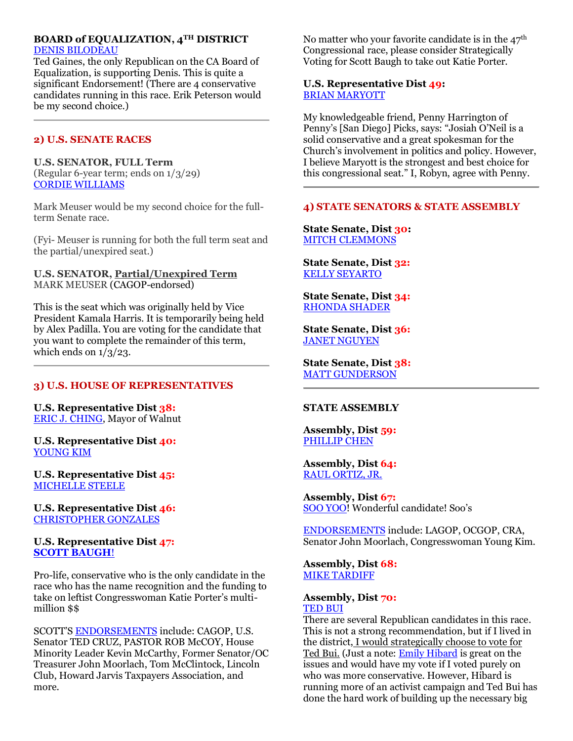**BOARD of EQUALIZATION, 4TH DISTRICT**
DENIS BILODEAU
Ted Gaines, the only Republican on the CA Board of Equalization, is supporting Denis. This is quite a significant Endorsement! (There are 4 conservative candidates running in this race. Erik Peterson would be my second choice.)

---

## 2) U.S. SENATE RACES

**U.S. SENATOR, FULL Term**
(Regular 6-year term; ends on 1/3/29)
CORDIE WILLIAMS

Mark Meuser would be my second choice for the full-term Senate race.

(Fyi- Meuser is running for both the full term seat and the partial/unexpired seat.)

**U.S. SENATOR, Partial/Unexpired Term**
MARK MEUSER (CAGOP-endorsed)

This is the seat which was originally held by Vice President Kamala Harris. It is temporarily being held by Alex Padilla. You are voting for the candidate that you want to complete the remainder of this term, which ends on 1/3/23.

---

## 3) U.S. HOUSE OF REPRESENTATIVES

**U.S. Representative Dist 38:**
ERIC J. CHING, Mayor of Walnut

**U.S. Representative Dist 40:**
YOUNG KIM

**U.S. Representative Dist 45:**
MICHELLE STEELE

**U.S. Representative Dist 46:**
CHRISTOPHER GONZALES

**U.S. Representative Dist 47:**
**SCOTT BAUGH!**

Pro-life, conservative who is the only candidate in the race who has the name recognition and the funding to take on leftist Congresswoman Katie Porter's multi-million $$

SCOTT'S ENDORSEMENTS include: CAGOP, U.S. Senator TED CRUZ, PASTOR ROB McCOY, House Minority Leader Kevin McCarthy, Former Senator/OC Treasurer John Moorlach, Tom McClintock, Lincoln Club, Howard Jarvis Taxpayers Association, and more.

No matter who your favorite candidate is in the 47th Congressional race, please consider Strategically Voting for Scott Baugh to take out Katie Porter.

**U.S. Representative Dist 49:**
BRIAN MARYOTT

My knowledgeable friend, Penny Harrington of Penny's [San Diego] Picks, says: "Josiah O'Neil is a solid conservative and a great spokesman for the Church's involvement in politics and policy. However, I believe Maryott is the strongest and best choice for this congressional seat." I, Robyn, agree with Penny.

---

## 4) STATE SENATORS & STATE ASSEMBLY

**State Senate, Dist 30:**
MITCH CLEMMONS

**State Senate, Dist 32:**
KELLY SEYARTO

**State Senate, Dist 34:**
RHONDA SHADER

**State Senate, Dist 36:**
JANET NGUYEN

**State Senate, Dist 38:**
MATT GUNDERSON

---

**STATE ASSEMBLY**

**Assembly, Dist 59:**
PHILLIP CHEN

**Assembly, Dist 64:**
RAUL ORTIZ, JR.

**Assembly, Dist 67:**
SOO YOO! Wonderful candidate! Soo's

ENDORSEMENTS include: LAGOP, OCGOP, CRA, Senator John Moorlach, Congresswoman Young Kim.

**Assembly, Dist 68:**
MIKE TARDIFF

**Assembly, Dist 70:**
TED BUI
There are several Republican candidates in this race. This is not a strong recommendation, but if I lived in the district, I would strategically choose to vote for Ted Bui. (Just a note: Emily Hibard is great on the issues and would have my vote if I voted purely on who was more conservative. However, Hibard is running more of an activist campaign and Ted Bui has done the hard work of building up the necessary big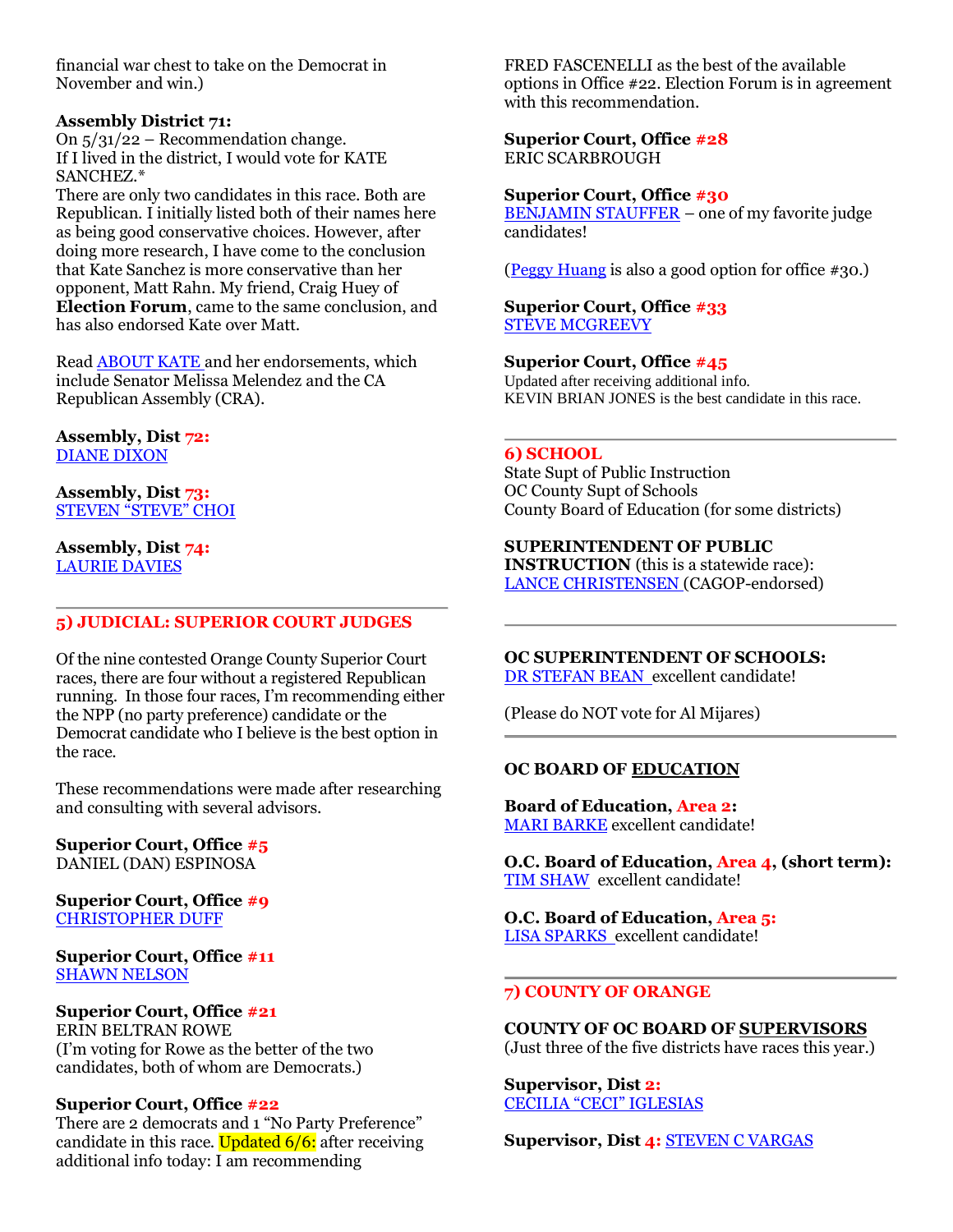financial war chest to take on the Democrat in November and win.)

**Assembly District 71:**
On 5/31/22 – Recommendation change.
If I lived in the district, I would vote for KATE SANCHEZ.*
There are only two candidates in this race. Both are Republican. I initially listed both of their names here as being good conservative choices. However, after doing more research, I have come to the conclusion that Kate Sanchez is more conservative than her opponent, Matt Rahn. My friend, Craig Huey of **Election Forum**, came to the same conclusion, and has also endorsed Kate over Matt.

Read ABOUT KATE and her endorsements, which include Senator Melissa Melendez and the CA Republican Assembly (CRA).

**Assembly, Dist 72:**
DIANE DIXON

**Assembly, Dist 73:**
STEVEN "STEVE" CHOI

**Assembly, Dist 74:**
LAURIE DAVIES

## 5) JUDICIAL: SUPERIOR COURT JUDGES

Of the nine contested Orange County Superior Court races, there are four without a registered Republican running. In those four races, I'm recommending either the NPP (no party preference) candidate or the Democrat candidate who I believe is the best option in the race.

These recommendations were made after researching and consulting with several advisors.

**Superior Court, Office #5**
DANIEL (DAN) ESPINOSA

**Superior Court, Office #9**
CHRISTOPHER DUFF

**Superior Court, Office #11**
SHAWN NELSON

**Superior Court, Office #21**
ERIN BELTRAN ROWE
(I'm voting for Rowe as the better of the two candidates, both of whom are Democrats.)

**Superior Court, Office #22**
There are 2 democrats and 1 "No Party Preference" candidate in this race. Updated 6/6: after receiving additional info today: I am recommending FRED FASCENELLI as the best of the available options in Office #22. Election Forum is in agreement with this recommendation.

**Superior Court, Office #28**
ERIC SCARBROUGH

**Superior Court, Office #30**
BENJAMIN STAUFFER – one of my favorite judge candidates!

(Peggy Huang is also a good option for office #30.)

**Superior Court, Office #33**
STEVE MCGREEVY

**Superior Court, Office #45**
Updated after receiving additional info.
KEVIN BRIAN JONES is the best candidate in this race.

## 6) SCHOOL

State Supt of Public Instruction
OC County Supt of Schools
County Board of Education (for some districts)

**SUPERINTENDENT OF PUBLIC INSTRUCTION** (this is a statewide race):
LANCE CHRISTENSEN (CAGOP-endorsed)

**OC SUPERINTENDENT OF SCHOOLS:**
DR STEFAN BEAN excellent candidate!

(Please do NOT vote for Al Mijares)

**OC BOARD OF EDUCATION**

**Board of Education, Area 2:**
MARI BARKE excellent candidate!

**O.C. Board of Education, Area 4, (short term):**
TIM SHAW excellent candidate!

**O.C. Board of Education, Area 5:**
LISA SPARKS excellent candidate!

## 7) COUNTY OF ORANGE

**COUNTY OF OC BOARD OF SUPERVISORS**
(Just three of the five districts have races this year.)

**Supervisor, Dist 2:**
CECILIA "CECI" IGLESIAS

**Supervisor, Dist 4:** STEVEN C VARGAS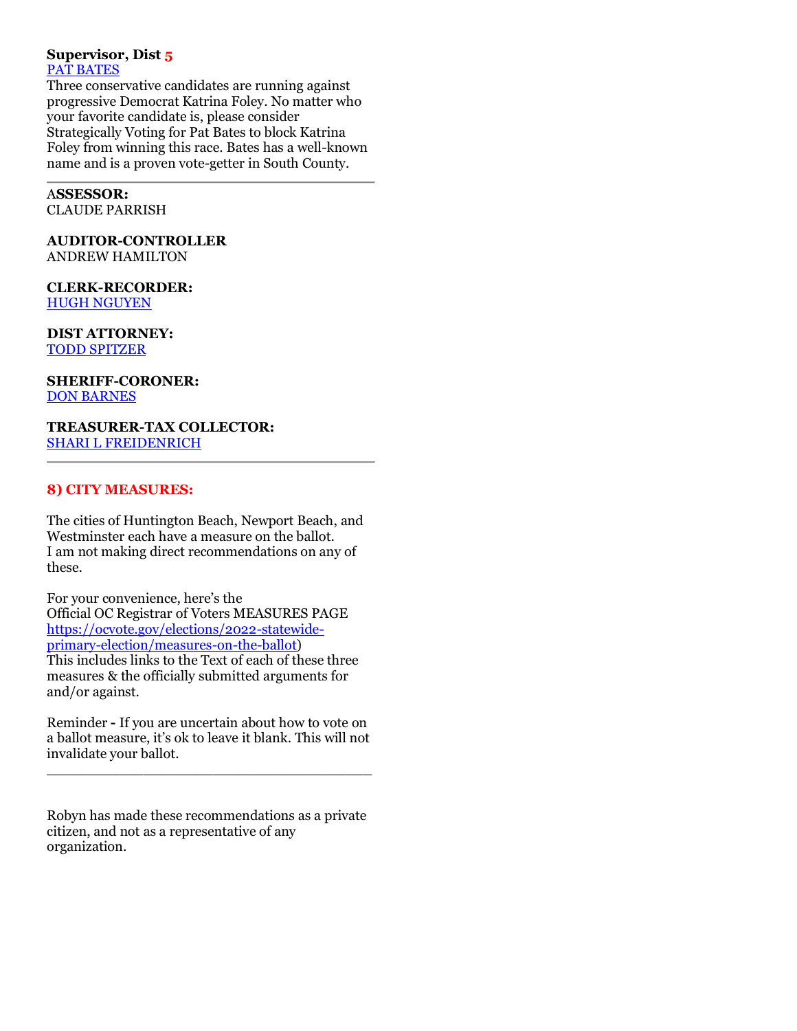**Supervisor, Dist 5**
PAT BATES
Three conservative candidates are running against progressive Democrat Katrina Foley. No matter who your favorite candidate is, please consider Strategically Voting for Pat Bates to block Katrina Foley from winning this race. Bates has a well-known name and is a proven vote-getter in South County.

---

**ASSESSOR:**
CLAUDE PARRISH

**AUDITOR-CONTROLLER**
ANDREW HAMILTON

**CLERK-RECORDER:**
HUGH NGUYEN

**DIST ATTORNEY:**
TODD SPITZER

**SHERIFF-CORONER:**
DON BARNES

**TREASURER-TAX COLLECTOR:**
SHARI L FREIDENRICH

---

## 8) CITY MEASURES:

The cities of Huntington Beach, Newport Beach, and Westminster each have a measure on the ballot.
I am not making direct recommendations on any of these.

For your convenience, here's the
Official OC Registrar of Voters MEASURES PAGE
https://ocvote.gov/elections/2022-statewide-primary-election/measures-on-the-ballot)
This includes links to the Text of each of these three measures & the officially submitted arguments for and/or against.

Reminder **-** If you are uncertain about how to vote on a ballot measure, it's ok to leave it blank. This will not invalidate your ballot.

---

Robyn has made these recommendations as a private citizen, and not as a representative of any organization.